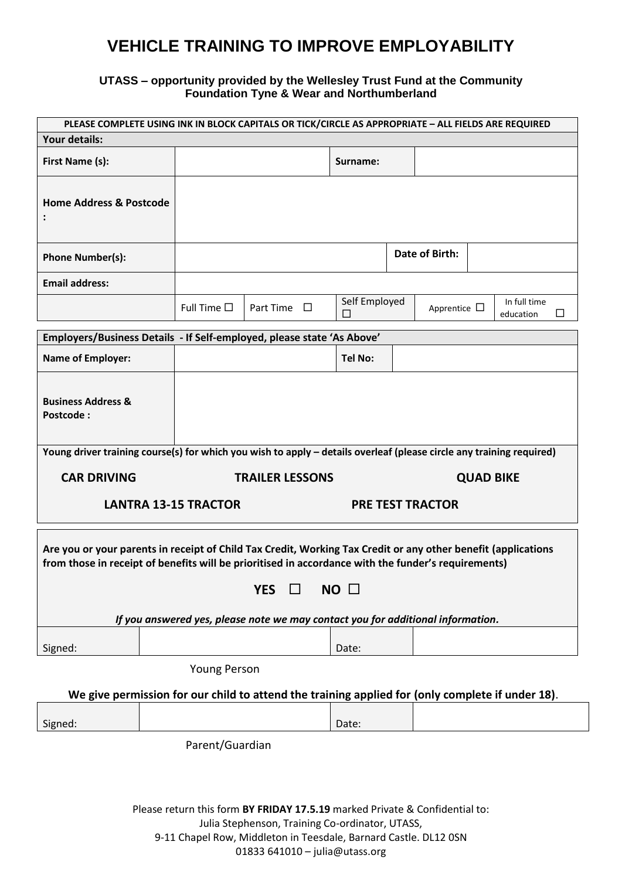# VEHICLE TRAINING TO IMPROVE EMPLOYABILITY

**UTASS – opportunity provided by the Wellesley Trust Fund at the Community Foundation Tyne & Wear and Northumberland**

| PLEASE COMPLETE USING INK IN BLOCK CAPITALS OR TICK/CIRCLE AS APPROPRIATE – ALL FIELDS ARE REQUIRED | | | | | |
|---|---|---|---|---|---|
| **Your details:** | | | | | |
| **First Name (s):** | | | **Surname:** | | |
| **Home Address & Postcode :** | | | | | |
| **Phone Number(s):** | | | | **Date of Birth:** | |
| **Email address:** | | | | | |
| | Full Time ☐ | Part Time ☐ | Self Employed ☐ | Apprentice ☐ | In full time education ☐ |

| Employers/Business Details - If Self-employed, please state 'As Above' | | | |
|---|---|---|---|
| **Name of Employer:** | | **Tel No:** | |
| **Business Address & Postcode :** | | | |

**Young driver training course(s) for which you wish to apply – details overleaf (please circle any training required)**

**CAR DRIVING** **TRAILER LESSONS** **QUAD BIKE**

**LANTRA 13-15 TRACTOR** **PRE TEST TRACTOR**

**Are you or your parents in receipt of Child Tax Credit, Working Tax Credit or any other benefit (applications from those in receipt of benefits will be prioritised in accordance with the funder's requirements)**

**YES ☐ NO ☐**

***If you answered yes, please note we may contact you for additional information.***

| Signed: | | Date: | |
|---|---|---|---|

Young Person

**We give permission for our child to attend the training applied for (only complete if under 18)**.

| Signed: | | Date: | |
|---|---|---|---|

Parent/Guardian

Please return this form **BY FRIDAY 17.5.19** marked Private & Confidential to:
Julia Stephenson, Training Co-ordinator, UTASS,
9-11 Chapel Row, Middleton in Teesdale, Barnard Castle. DL12 0SN
01833 641010 – julia@utass.org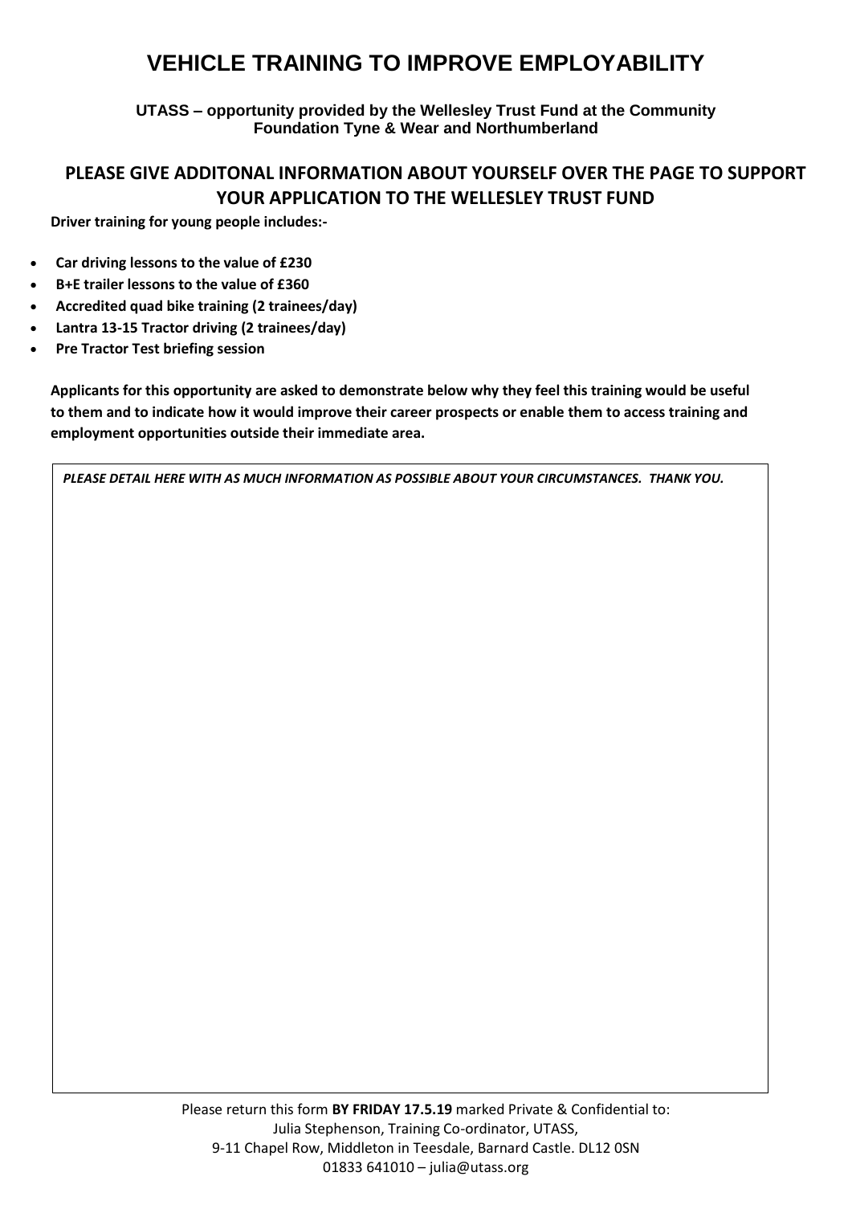# VEHICLE TRAINING TO IMPROVE EMPLOYABILITY

**UTASS – opportunity provided by the Wellesley Trust Fund at the Community Foundation Tyne & Wear and Northumberland**

## PLEASE GIVE ADDITONAL INFORMATION ABOUT YOURSELF OVER THE PAGE TO SUPPORT YOUR APPLICATION TO THE WELLESLEY TRUST FUND

**Driver training for young people includes:-**

- **Car driving lessons to the value of £230**
- **B+E trailer lessons to the value of £360**
- **Accredited quad bike training (2 trainees/day)**
- **Lantra 13-15 Tractor driving (2 trainees/day)**
- **Pre Tractor Test briefing session**

**Applicants for this opportunity are asked to demonstrate below why they feel this training would be useful to them and to indicate how it would improve their career prospects or enable them to access training and employment opportunities outside their immediate area.**

***PLEASE DETAIL HERE WITH AS MUCH INFORMATION AS POSSIBLE ABOUT YOUR CIRCUMSTANCES. THANK YOU.***

Please return this form **BY FRIDAY 17.5.19** marked Private & Confidential to:
Julia Stephenson, Training Co-ordinator, UTASS,
9-11 Chapel Row, Middleton in Teesdale, Barnard Castle. DL12 0SN
01833 641010 – julia@utass.org